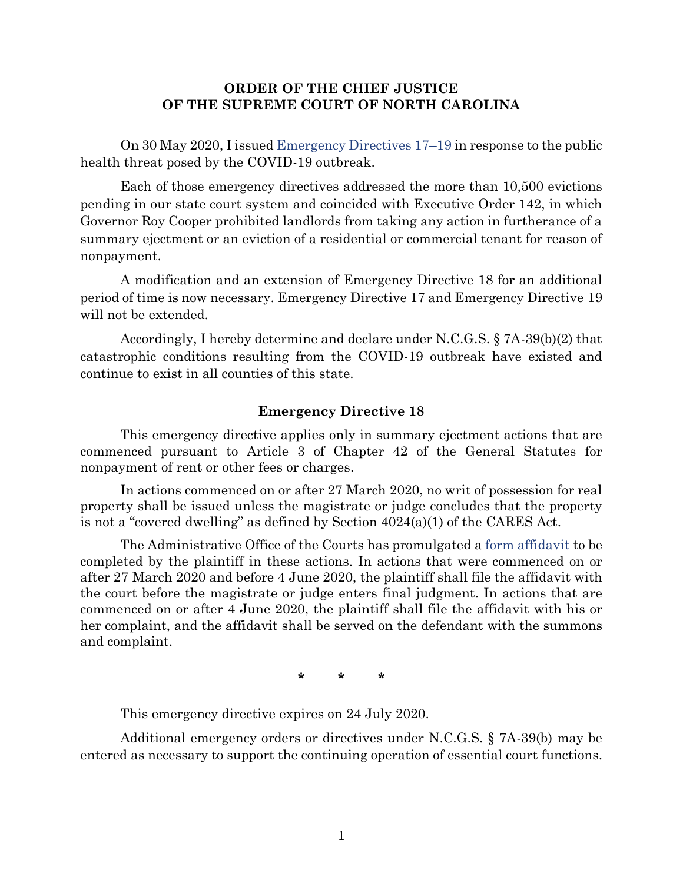**ORDER OF THE CHIEF JUSTICE**
**OF THE SUPREME COURT OF NORTH CAROLINA**

On 30 May 2020, I issued Emergency Directives 17–19 in response to the public health threat posed by the COVID-19 outbreak.

Each of those emergency directives addressed the more than 10,500 evictions pending in our state court system and coincided with Executive Order 142, in which Governor Roy Cooper prohibited landlords from taking any action in furtherance of a summary ejectment or an eviction of a residential or commercial tenant for reason of nonpayment.

A modification and an extension of Emergency Directive 18 for an additional period of time is now necessary. Emergency Directive 17 and Emergency Directive 19 will not be extended.

Accordingly, I hereby determine and declare under N.C.G.S. § 7A-39(b)(2) that catastrophic conditions resulting from the COVID-19 outbreak have existed and continue to exist in all counties of this state.

**Emergency Directive 18**

This emergency directive applies only in summary ejectment actions that are commenced pursuant to Article 3 of Chapter 42 of the General Statutes for nonpayment of rent or other fees or charges.

In actions commenced on or after 27 March 2020, no writ of possession for real property shall be issued unless the magistrate or judge concludes that the property is not a "covered dwelling" as defined by Section 4024(a)(1) of the CARES Act.

The Administrative Office of the Courts has promulgated a form affidavit to be completed by the plaintiff in these actions. In actions that were commenced on or after 27 March 2020 and before 4 June 2020, the plaintiff shall file the affidavit with the court before the magistrate or judge enters final judgment. In actions that are commenced on or after 4 June 2020, the plaintiff shall file the affidavit with his or her complaint, and the affidavit shall be served on the defendant with the summons and complaint.

\*    \*    \*

This emergency directive expires on 24 July 2020.

Additional emergency orders or directives under N.C.G.S. § 7A-39(b) may be entered as necessary to support the continuing operation of essential court functions.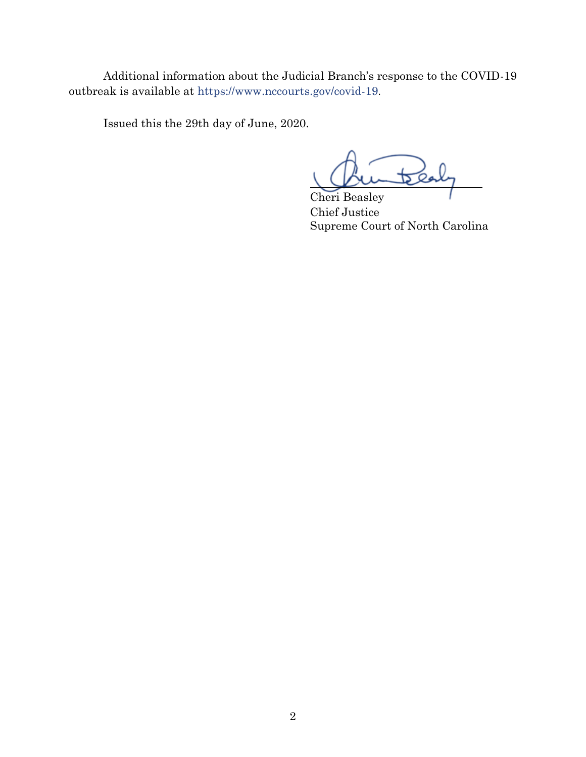Additional information about the Judicial Branch's response to the COVID-19 outbreak is available at https://www.nccourts.gov/covid-19.

Issued this the 29th day of June, 2020.

Cheri Beasley
Chief Justice
Supreme Court of North Carolina